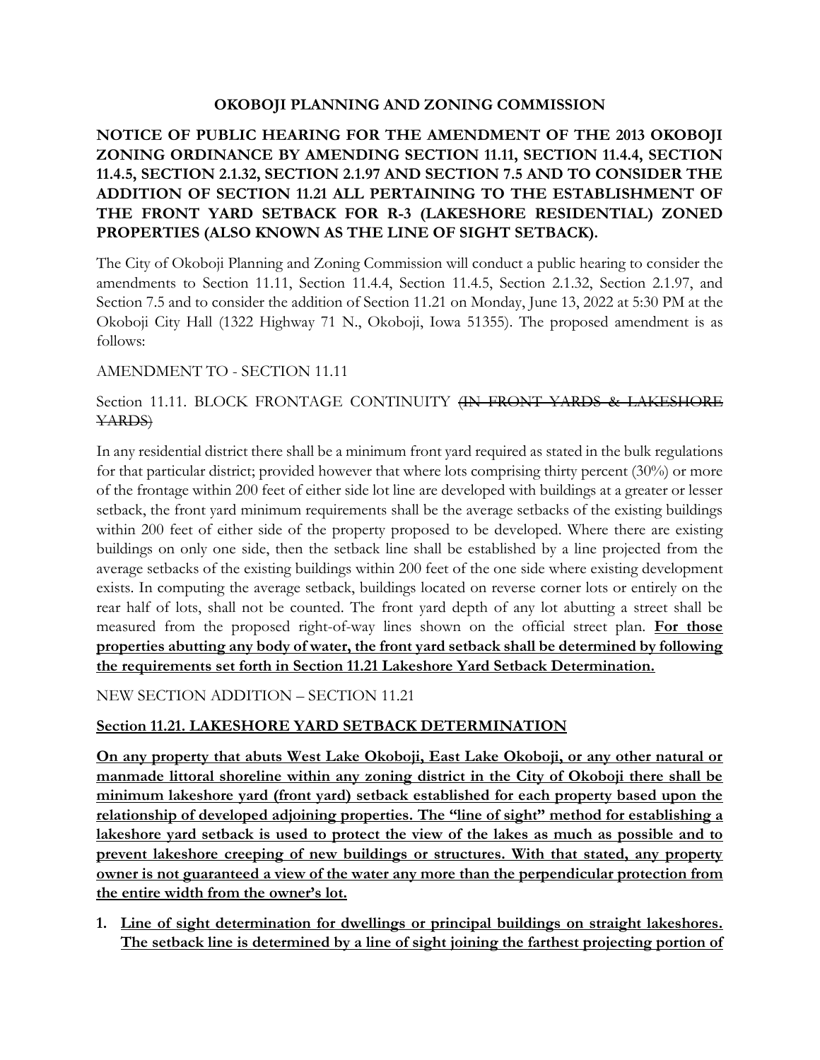**OKOBOJI PLANNING AND ZONING COMMISSION**

**NOTICE OF PUBLIC HEARING FOR THE AMENDMENT OF THE 2013 OKOBOJI ZONING ORDINANCE BY AMENDING SECTION 11.11, SECTION 11.4.4, SECTION 11.4.5, SECTION 2.1.32, SECTION 2.1.97 AND SECTION 7.5 AND TO CONSIDER THE ADDITION OF SECTION 11.21 ALL PERTAINING TO THE ESTABLISHMENT OF THE FRONT YARD SETBACK FOR R-3 (LAKESHORE RESIDENTIAL) ZONED PROPERTIES (ALSO KNOWN AS THE LINE OF SIGHT SETBACK).**

The City of Okoboji Planning and Zoning Commission will conduct a public hearing to consider the amendments to Section 11.11, Section 11.4.4, Section 11.4.5, Section 2.1.32, Section 2.1.97, and Section 7.5 and to consider the addition of Section 11.21 on Monday, June 13, 2022 at 5:30 PM at the Okoboji City Hall (1322 Highway 71 N., Okoboji, Iowa 51355). The proposed amendment is as follows:

AMENDMENT TO - SECTION 11.11

Section 11.11. BLOCK FRONTAGE CONTINUITY ~~(IN FRONT YARDS & LAKESHORE YARDS)~~

In any residential district there shall be a minimum front yard required as stated in the bulk regulations for that particular district; provided however that where lots comprising thirty percent (30%) or more of the frontage within 200 feet of either side lot line are developed with buildings at a greater or lesser setback, the front yard minimum requirements shall be the average setbacks of the existing buildings within 200 feet of either side of the property proposed to be developed. Where there are existing buildings on only one side, then the setback line shall be established by a line projected from the average setbacks of the existing buildings within 200 feet of the one side where existing development exists. In computing the average setback, buildings located on reverse corner lots or entirely on the rear half of lots, shall not be counted. The front yard depth of any lot abutting a street shall be measured from the proposed right-of-way lines shown on the official street plan. **<u>For those properties abutting any body of water, the front yard setback shall be determined by following the requirements set forth in Section 11.21 Lakeshore Yard Setback Determination.</u>**

NEW SECTION ADDITION – SECTION 11.21

**<u>Section 11.21. LAKESHORE YARD SETBACK DETERMINATION</u>**

**<u>On any property that abuts West Lake Okoboji, East Lake Okoboji, or any other natural or manmade littoral shoreline within any zoning district in the City of Okoboji there shall be minimum lakeshore yard (front yard) setback established for each property based upon the relationship of developed adjoining properties. The "line of sight" method for establishing a lakeshore yard setback is used to protect the view of the lakes as much as possible and to prevent lakeshore creeping of new buildings or structures. With that stated, any property owner is not guaranteed a view of the water any more than the perpendicular protection from the entire width from the owner's lot.</u>**

1. **<u>Line of sight determination for dwellings or principal buildings on straight lakeshores. The setback line is determined by a line of sight joining the farthest projecting portion of</u>**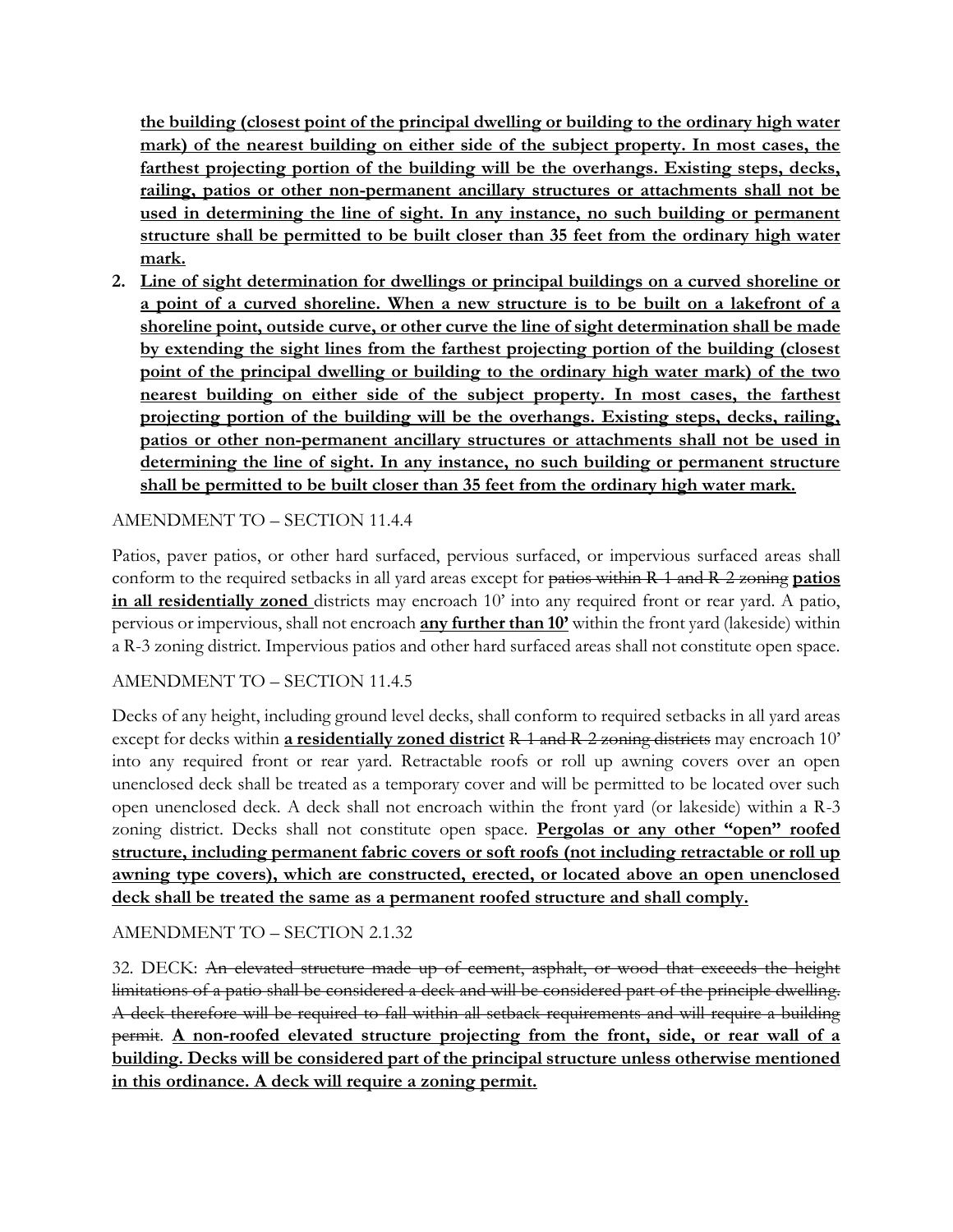**<u>the building (closest point of the principal dwelling or building to the ordinary high water mark) of the nearest building on either side of the subject property. In most cases, the farthest projecting portion of the building will be the overhangs. Existing steps, decks, railing, patios or other non-permanent ancillary structures or attachments shall not be used in determining the line of sight. In any instance, no such building or permanent structure shall be permitted to be built closer than 35 feet from the ordinary high water mark.</u>**

2. **<u>Line of sight determination for dwellings or principal buildings on a curved shoreline or a point of a curved shoreline. When a new structure is to be built on a lakefront of a shoreline point, outside curve, or other curve the line of sight determination shall be made by extending the sight lines from the farthest projecting portion of the building (closest point of the principal dwelling or building to the ordinary high water mark) of the two nearest building on either side of the subject property. In most cases, the farthest projecting portion of the building will be the overhangs. Existing steps, decks, railing, patios or other non-permanent ancillary structures or attachments shall not be used in determining the line of sight. In any instance, no such building or permanent structure shall be permitted to be built closer than 35 feet from the ordinary high water mark.</u>**

AMENDMENT TO – SECTION 11.4.4

Patios, paver patios, or other hard surfaced, pervious surfaced, or impervious surfaced areas shall conform to the required setbacks in all yard areas except for ~~patios within R-1 and R-2 zoning~~ **<u>patios in all residentially zoned</u>** districts may encroach 10' into any required front or rear yard. A patio, pervious or impervious, shall not encroach **<u>any further than 10'</u>** within the front yard (lakeside) within a R-3 zoning district. Impervious patios and other hard surfaced areas shall not constitute open space.

AMENDMENT TO – SECTION 11.4.5

Decks of any height, including ground level decks, shall conform to required setbacks in all yard areas except for decks within **<u>a residentially zoned district</u>** ~~R-1 and R-2 zoning districts~~ may encroach 10' into any required front or rear yard. Retractable roofs or roll up awning covers over an open unenclosed deck shall be treated as a temporary cover and will be permitted to be located over such open unenclosed deck. A deck shall not encroach within the front yard (or lakeside) within a R-3 zoning district. Decks shall not constitute open space. **<u>Pergolas or any other "open" roofed structure, including permanent fabric covers or soft roofs (not including retractable or roll up awning type covers), which are constructed, erected, or located above an open unenclosed deck shall be treated the same as a permanent roofed structure and shall comply.</u>**

AMENDMENT TO – SECTION 2.1.32

32. DECK: ~~An elevated structure made up of cement, asphalt, or wood that exceeds the height limitations of a patio shall be considered a deck and will be considered part of the principle dwelling. A deck therefore will be required to fall within all setback requirements and will require a building permit.~~ **<u>A non-roofed elevated structure projecting from the front, side, or rear wall of a building. Decks will be considered part of the principal structure unless otherwise mentioned in this ordinance. A deck will require a zoning permit.</u>**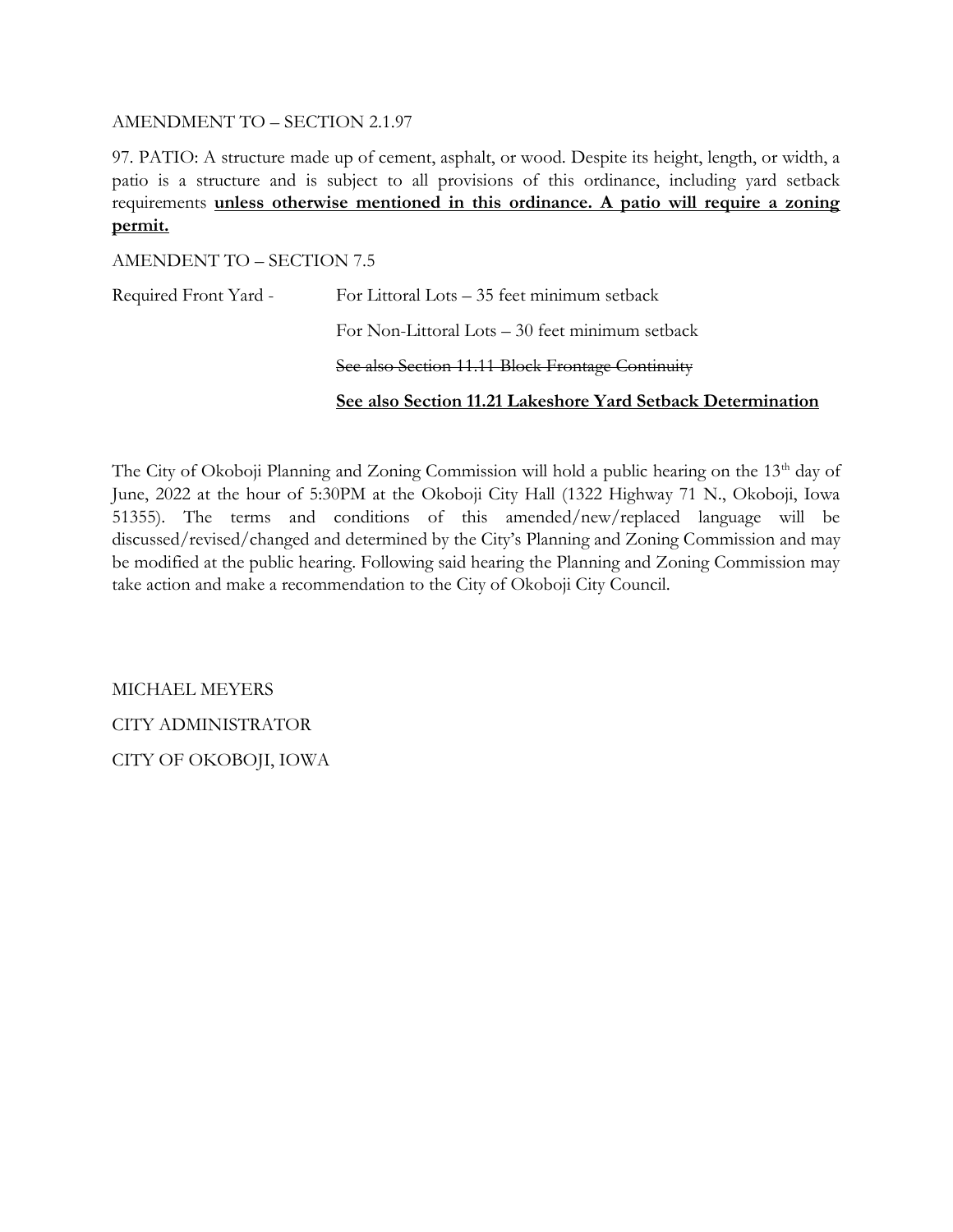AMENDMENT TO – SECTION 2.1.97

97. PATIO: A structure made up of cement, asphalt, or wood. Despite its height, length, or width, a patio is a structure and is subject to all provisions of this ordinance, including yard setback requirements <u>**unless otherwise mentioned in this ordinance. A patio will require a zoning permit.**</u>

AMENDENT TO – SECTION 7.5

| | |
|---|---|
| Required Front Yard - | For Littoral Lots – 35 feet minimum setback |
| | For Non-Littoral Lots – 30 feet minimum setback |
| | ~~See also Section 11.11 Block Frontage Continuity~~ |
| | <u>**See also Section 11.21 Lakeshore Yard Setback Determination**</u> |

The City of Okoboji Planning and Zoning Commission will hold a public hearing on the 13th day of June, 2022 at the hour of 5:30PM at the Okoboji City Hall (1322 Highway 71 N., Okoboji, Iowa 51355). The terms and conditions of this amended/new/replaced language will be discussed/revised/changed and determined by the City's Planning and Zoning Commission and may be modified at the public hearing. Following said hearing the Planning and Zoning Commission may take action and make a recommendation to the City of Okoboji City Council.

MICHAEL MEYERS

CITY ADMINISTRATOR

CITY OF OKOBOJI, IOWA